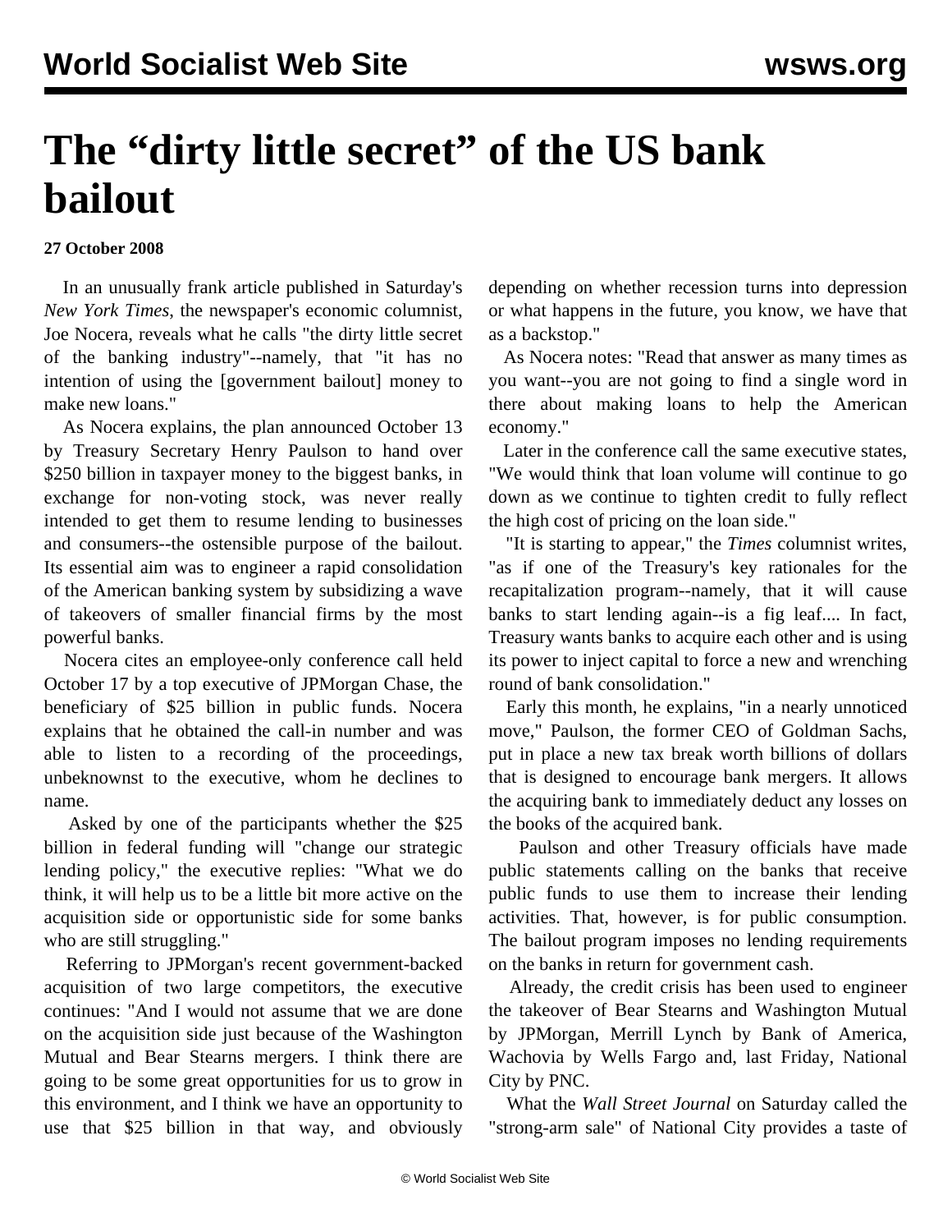# The "dirty little secret" of the US bank bailout

**27 October 2008**

In an unusually frank article published in Saturday's *New York Times*, the newspaper's economic columnist, Joe Nocera, reveals what he calls "the dirty little secret of the banking industry"--namely, that "it has no intention of using the [government bailout] money to make new loans."

As Nocera explains, the plan announced October 13 by Treasury Secretary Henry Paulson to hand over $250 billion in taxpayer money to the biggest banks, in exchange for non-voting stock, was never really intended to get them to resume lending to businesses and consumers--the ostensible purpose of the bailout. Its essential aim was to engineer a rapid consolidation of the American banking system by subsidizing a wave of takeovers of smaller financial firms by the most powerful banks.

Nocera cites an employee-only conference call held October 17 by a top executive of JPMorgan Chase, the beneficiary of $25 billion in public funds. Nocera explains that he obtained the call-in number and was able to listen to a recording of the proceedings, unbeknownst to the executive, whom he declines to name.

Asked by one of the participants whether the $25 billion in federal funding will "change our strategic lending policy," the executive replies: "What we do think, it will help us to be a little bit more active on the acquisition side or opportunistic side for some banks who are still struggling."

Referring to JPMorgan's recent government-backed acquisition of two large competitors, the executive continues: "And I would not assume that we are done on the acquisition side just because of the Washington Mutual and Bear Stearns mergers. I think there are going to be some great opportunities for us to grow in this environment, and I think we have an opportunity to use that $25 billion in that way, and obviously depending on whether recession turns into depression or what happens in the future, you know, we have that as a backstop."

As Nocera notes: "Read that answer as many times as you want--you are not going to find a single word in there about making loans to help the American economy."

Later in the conference call the same executive states, "We would think that loan volume will continue to go down as we continue to tighten credit to fully reflect the high cost of pricing on the loan side."

"It is starting to appear," the *Times* columnist writes, "as if one of the Treasury's key rationales for the recapitalization program--namely, that it will cause banks to start lending again--is a fig leaf.... In fact, Treasury wants banks to acquire each other and is using its power to inject capital to force a new and wrenching round of bank consolidation."

Early this month, he explains, "in a nearly unnoticed move," Paulson, the former CEO of Goldman Sachs, put in place a new tax break worth billions of dollars that is designed to encourage bank mergers. It allows the acquiring bank to immediately deduct any losses on the books of the acquired bank.

Paulson and other Treasury officials have made public statements calling on the banks that receive public funds to use them to increase their lending activities. That, however, is for public consumption. The bailout program imposes no lending requirements on the banks in return for government cash.

Already, the credit crisis has been used to engineer the takeover of Bear Stearns and Washington Mutual by JPMorgan, Merrill Lynch by Bank of America, Wachovia by Wells Fargo and, last Friday, National City by PNC.

What the *Wall Street Journal* on Saturday called the "strong-arm sale" of National City provides a taste of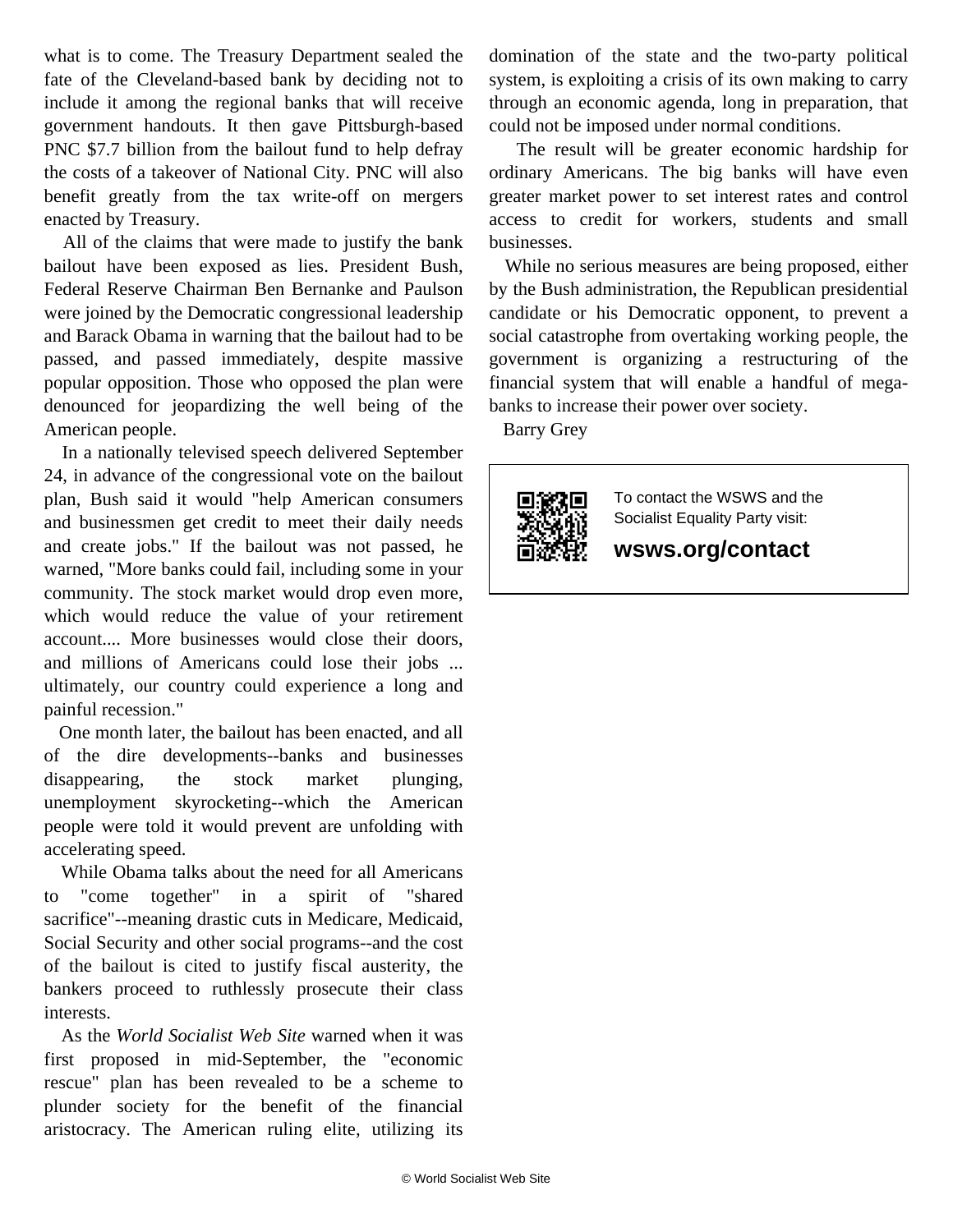what is to come. The Treasury Department sealed the fate of the Cleveland-based bank by deciding not to include it among the regional banks that will receive government handouts. It then gave Pittsburgh-based PNC $7.7 billion from the bailout fund to help defray the costs of a takeover of National City. PNC will also benefit greatly from the tax write-off on mergers enacted by Treasury.

All of the claims that were made to justify the bank bailout have been exposed as lies. President Bush, Federal Reserve Chairman Ben Bernanke and Paulson were joined by the Democratic congressional leadership and Barack Obama in warning that the bailout had to be passed, and passed immediately, despite massive popular opposition. Those who opposed the plan were denounced for jeopardizing the well being of the American people.

In a nationally televised speech delivered September 24, in advance of the congressional vote on the bailout plan, Bush said it would "help American consumers and businessmen get credit to meet their daily needs and create jobs." If the bailout was not passed, he warned, "More banks could fail, including some in your community. The stock market would drop even more, which would reduce the value of your retirement account.... More businesses would close their doors, and millions of Americans could lose their jobs ... ultimately, our country could experience a long and painful recession."

One month later, the bailout has been enacted, and all of the dire developments--banks and businesses disappearing, the stock market plunging, unemployment skyrocketing--which the American people were told it would prevent are unfolding with accelerating speed.

While Obama talks about the need for all Americans to "come together" in a spirit of "shared sacrifice"--meaning drastic cuts in Medicare, Medicaid, Social Security and other social programs--and the cost of the bailout is cited to justify fiscal austerity, the bankers proceed to ruthlessly prosecute their class interests.

As the *World Socialist Web Site* warned when it was first proposed in mid-September, the "economic rescue" plan has been revealed to be a scheme to plunder society for the benefit of the financial aristocracy. The American ruling elite, utilizing its domination of the state and the two-party political system, is exploiting a crisis of its own making to carry through an economic agenda, long in preparation, that could not be imposed under normal conditions.

The result will be greater economic hardship for ordinary Americans. The big banks will have even greater market power to set interest rates and control access to credit for workers, students and small businesses.

While no serious measures are being proposed, either by the Bush administration, the Republican presidential candidate or his Democratic opponent, to prevent a social catastrophe from overtaking working people, the government is organizing a restructuring of the financial system that will enable a handful of mega-banks to increase their power over society.

Barry Grey

To contact the WSWS and the Socialist Equality Party visit:

**wsws.org/contact**